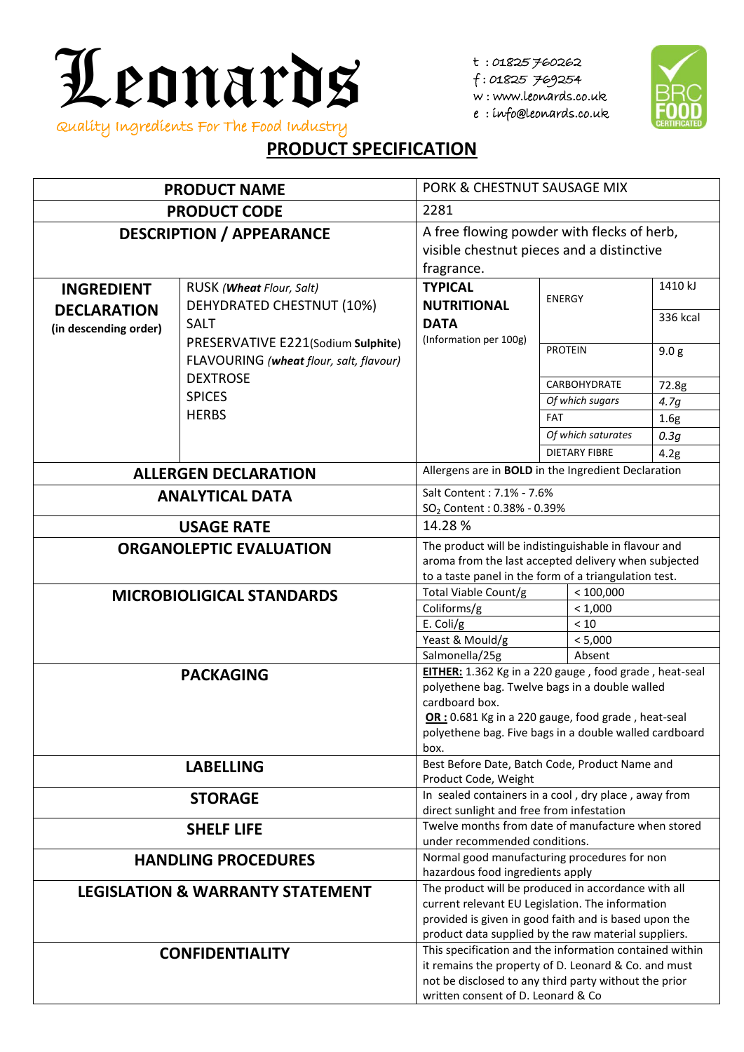# Leonards

Quality Ingredients For The Food Industry

t : 01825 760262
f : 01825 769254
w : www.leonards.co.uk
e : info@leonards.co.uk

BRC FOOD CERTIFICATED

## PRODUCT SPECIFICATION

| | |
|---|---|
| **PRODUCT NAME** | PORK & CHESTNUT SAUSAGE MIX |
| **PRODUCT CODE** | 2281 |
| **DESCRIPTION / APPEARANCE** | A free flowing powder with flecks of herb, visible chestnut pieces and a distinctive fragrance. |

| **INGREDIENT DECLARATION** (in descending order) | | **TYPICAL NUTRITIONAL DATA** (Information per 100g) | | |
|---|---|---|---|---|
| | RUSK *(**Wheat** Flour, Salt)* | | ENERGY | 1410 kJ |
| | DEHYDRATED CHESTNUT (10%) | | | 336 kcal |
| | SALT | | PROTEIN | 9.0 g |
| | PRESERVATIVE E221(Sodium **Sulphite**) | | CARBOHYDRATE | 72.8g |
| | FLAVOURING *(**wheat** flour, salt, flavour)* | | *Of which sugars* | *4.7g* |
| | DEXTROSE | | FAT | 1.6g |
| | SPICES | | *Of which saturates* | *0.3g* |
| | HERBS | | DIETARY FIBRE | 4.2g |

| | | |
|---|---|---|
| **ALLERGEN DECLARATION** | Allergens are in **BOLD** in the Ingredient Declaration | |
| **ANALYTICAL DATA** | Salt Content : 7.1% - 7.6%<br>$SO_2$ Content : 0.38% - 0.39% | |
| **USAGE RATE** | 14.28 % | |
| **ORGANOLEPTIC EVALUATION** | The product will be indistinguishable in flavour and aroma from the last accepted delivery when subjected to a taste panel in the form of a triangulation test. | |
| **MICROBIOLIGICAL STANDARDS** | Total Viable Count/g | < 100,000 |
| | Coliforms/g | < 1,000 |
| | E. Coli/g | < 10 |
| | Yeast & Mould/g | < 5,000 |
| | Salmonella/25g | Absent |
| **PACKAGING** | **EITHER:** 1.362 Kg in a 220 gauge , food grade , heat-seal polyethene bag. Twelve bags in a double walled cardboard box.<br>**OR :** 0.681 Kg in a 220 gauge, food grade , heat-seal polyethene bag. Five bags in a double walled cardboard box. | |
| **LABELLING** | Best Before Date, Batch Code, Product Name and Product Code, Weight | |
| **STORAGE** | In sealed containers in a cool , dry place , away from direct sunlight and free from infestation | |
| **SHELF LIFE** | Twelve months from date of manufacture when stored under recommended conditions. | |
| **HANDLING PROCEDURES** | Normal good manufacturing procedures for non hazardous food ingredients apply | |
| **LEGISLATION & WARRANTY STATEMENT** | The product will be produced in accordance with all current relevant EU Legislation. The information provided is given in good faith and is based upon the product data supplied by the raw material suppliers. | |
| **CONFIDENTIALITY** | This specification and the information contained within it remains the property of D. Leonard & Co. and must not be disclosed to any third party without the prior written consent of D. Leonard & Co | |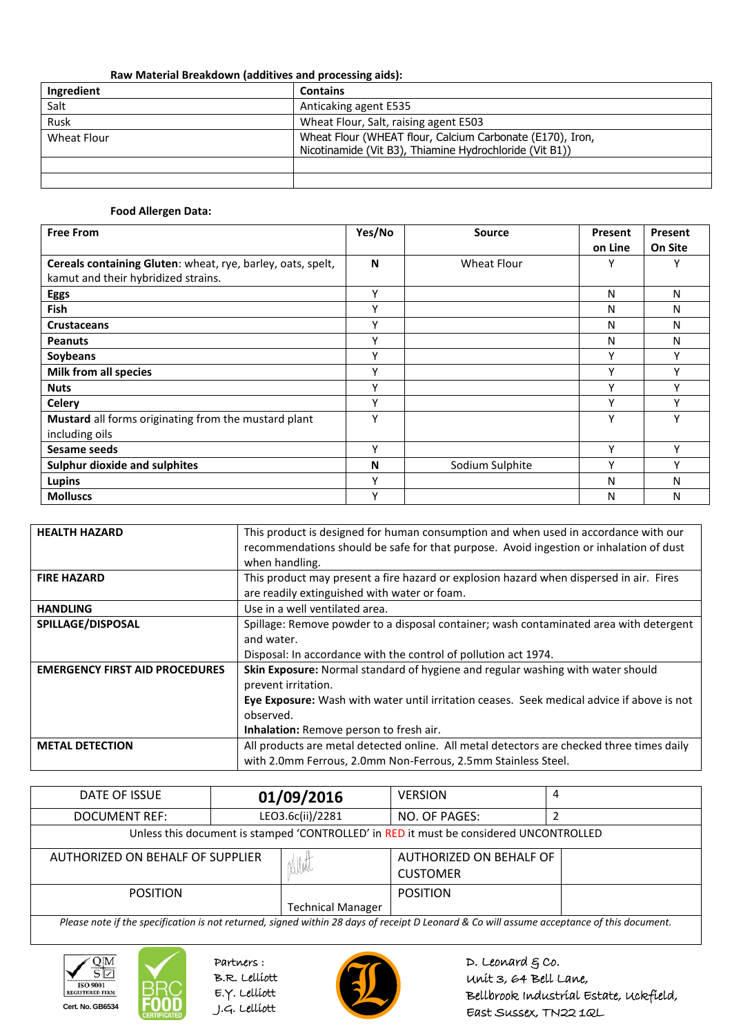**Raw Material Breakdown (additives and processing aids):**

| Ingredient | Contains |
|---|---|
| Salt | Anticaking agent E535 |
| Rusk | Wheat Flour, Salt, raising agent E503 |
| Wheat Flour | Wheat Flour (WHEAT flour, Calcium Carbonate (E170), Iron, Nicotinamide (Vit B3), Thiamine Hydrochloride (Vit B1)) |
| | |
| | |

**Food Allergen Data:**

| Free From | Yes/No | Source | Present on Line | Present On Site |
|---|---|---|---|---|
| **Cereals containing Gluten**: wheat, rye, barley, oats, spelt, kamut and their hybridized strains. | **N** | Wheat Flour | Y | Y |
| **Eggs** | Y | | N | N |
| **Fish** | Y | | N | N |
| **Crustaceans** | Y | | N | N |
| **Peanuts** | Y | | N | N |
| **Soybeans** | Y | | Y | Y |
| **Milk from all species** | Y | | Y | Y |
| **Nuts** | Y | | Y | Y |
| **Celery** | Y | | Y | Y |
| **Mustard** all forms originating from the mustard plant including oils | Y | | Y | Y |
| **Sesame seeds** | Y | | Y | Y |
| **Sulphur dioxide and sulphites** | **N** | Sodium Sulphite | Y | Y |
| **Lupins** | Y | | N | N |
| **Molluscs** | Y | | N | N |

| | |
|---|---|
| **HEALTH HAZARD** | This product is designed for human consumption and when used in accordance with our recommendations should be safe for that purpose. Avoid ingestion or inhalation of dust when handling. |
| **FIRE HAZARD** | This product may present a fire hazard or explosion hazard when dispersed in air. Fires are readily extinguished with water or foam. |
| **HANDLING** | Use in a well ventilated area. |
| **SPILLAGE/DISPOSAL** | Spillage: Remove powder to a disposal container; wash contaminated area with detergent and water. Disposal: In accordance with the control of pollution act 1974. |
| **EMERGENCY FIRST AID PROCEDURES** | **Skin Exposure:** Normal standard of hygiene and regular washing with water should prevent irritation. **Eye Exposure:** Wash with water until irritation ceases. Seek medical advice if above is not observed. **Inhalation:** Remove person to fresh air. |
| **METAL DETECTION** | All products are metal detected online. All metal detectors are checked three times daily with 2.0mm Ferrous, 2.0mm Non-Ferrous, 2.5mm Stainless Steel. |

| | | | |
|---|---|---|---|
| DATE OF ISSUE | **01/09/2016** | VERSION | 4 |
| DOCUMENT REF: | LEO3.6c(ii)/2281 | NO. OF PAGES: | 2 |

Unless this document is stamped 'CONTROLLED' in RED it must be considered UNCONTROLLED

| | | | |
|---|---|---|---|
| AUTHORIZED ON BEHALF OF SUPPLIER | | AUTHORIZED ON BEHALF OF CUSTOMER | |
| POSITION | Technical Manager | POSITION | |

*Please note if the specification is not returned, signed within 28 days of receipt D Leonard & Co will assume acceptance of this document.*

QMS ISO 9001 REGISTERED FIRM Cert. No. GB6534

BRC FOOD CERTIFICATED

Partners :
B.R. Lelliott
E.Y. Lelliott
J.G. Lelliott

D. Leonard & Co.
Unit 3, 64 Bell Lane,
Bellbrook Industrial Estate, Uckfield,
East Sussex, TN22 1QL